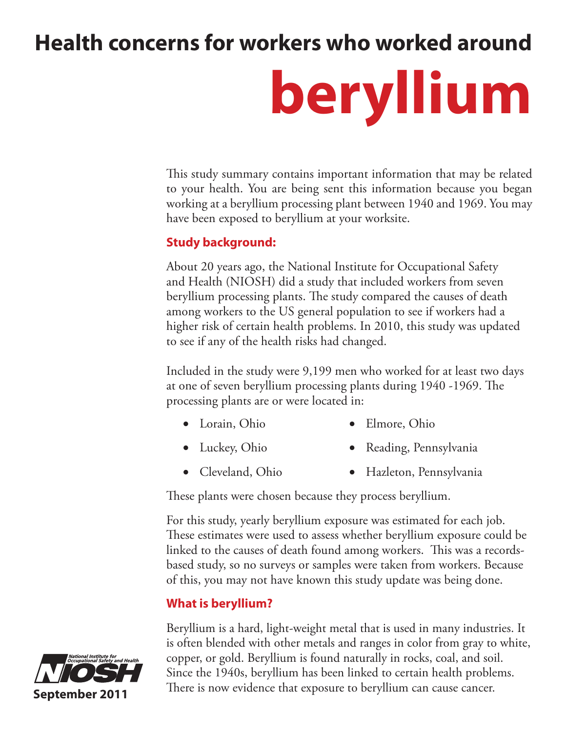# Health concerns for workers who worked around beryllium

This study summary contains important information that may be related to your health. You are being sent this information because you began working at a beryllium processing plant between 1940 and 1969. You may have been exposed to beryllium at your worksite.

## Study background:

About 20 years ago, the National Institute for Occupational Safety and Health (NIOSH) did a study that included workers from seven beryllium processing plants. The study compared the causes of death among workers to the US general population to see if workers had a higher risk of certain health problems. In 2010, this study was updated to see if any of the health risks had changed.

Included in the study were 9,199 men who worked for at least two days at one of seven beryllium processing plants during 1940 -1969. The processing plants are or were located in:

- Lorain, Ohio
- Luckey, Ohio
- Cleveland, Ohio
- Elmore, Ohio
- Reading, Pennsylvania
- Hazleton, Pennsylvania

These plants were chosen because they process beryllium.

For this study, yearly beryllium exposure was estimated for each job. These estimates were used to assess whether beryllium exposure could be linked to the causes of death found among workers. This was a records-based study, so no surveys or samples were taken from workers. Because of this, you may not have known this study update was being done.

## What is beryllium?

Beryllium is a hard, light-weight metal that is used in many industries. It is often blended with other metals and ranges in color from gray to white, copper, or gold. Beryllium is found naturally in rocks, coal, and soil. Since the 1940s, beryllium has been linked to certain health problems. There is now evidence that exposure to beryllium can cause cancer.

National Institute for Occupational Safety and Health
NIOSH
September 2011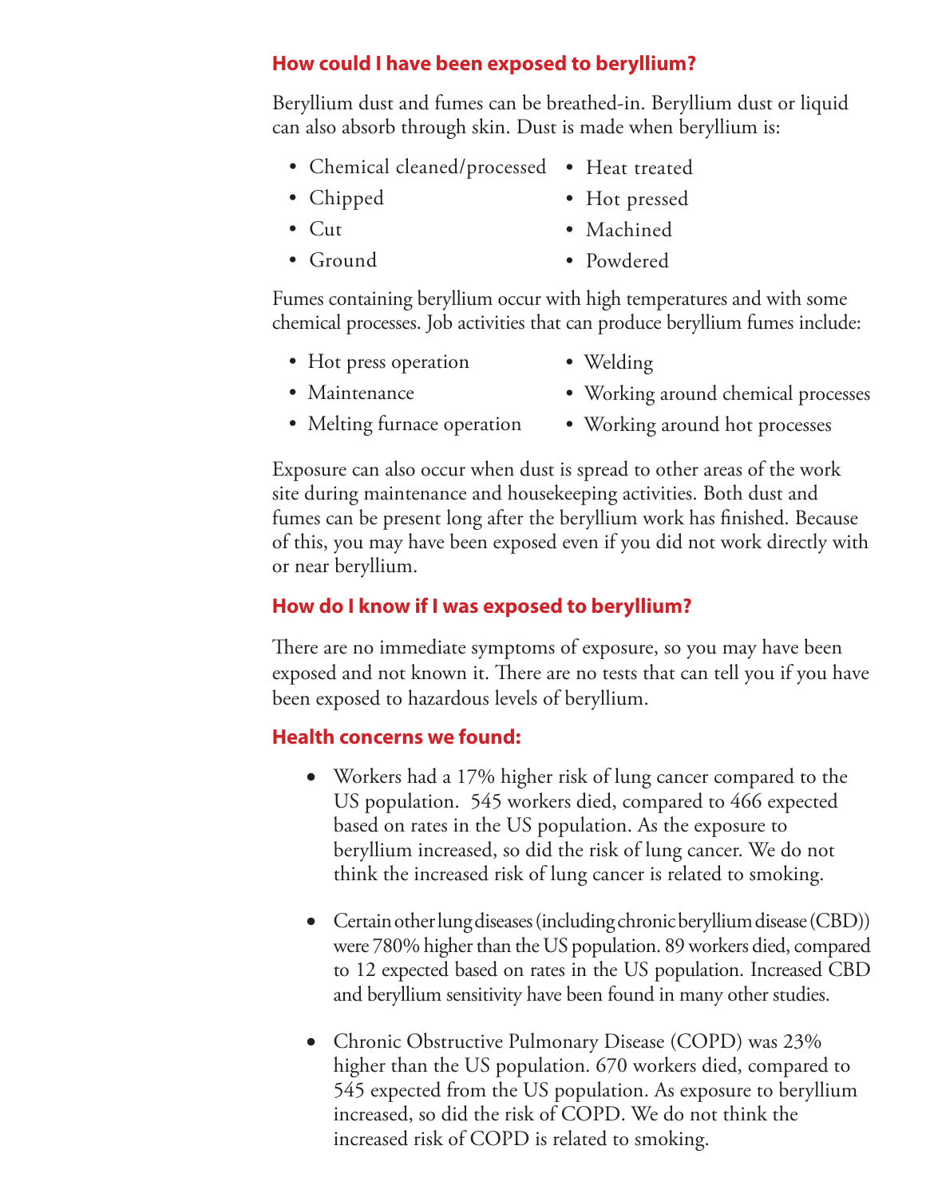## How could I have been exposed to beryllium?

Beryllium dust and fumes can be breathed-in. Beryllium dust or liquid can also absorb through skin. Dust is made when beryllium is:

- Chemical cleaned/processed
- Chipped
- Cut
- Ground
- Heat treated
- Hot pressed
- Machined
- Powdered

Fumes containing beryllium occur with high temperatures and with some chemical processes. Job activities that can produce beryllium fumes include:

- Hot press operation
- Maintenance
- Melting furnace operation
- Welding
- Working around chemical processes
- Working around hot processes

Exposure can also occur when dust is spread to other areas of the work site during maintenance and housekeeping activities. Both dust and fumes can be present long after the beryllium work has finished. Because of this, you may have been exposed even if you did not work directly with or near beryllium.

## How do I know if I was exposed to beryllium?

There are no immediate symptoms of exposure, so you may have been exposed and not known it. There are no tests that can tell you if you have been exposed to hazardous levels of beryllium.

## Health concerns we found:

- Workers had a 17% higher risk of lung cancer compared to the US population. 545 workers died, compared to 466 expected based on rates in the US population. As the exposure to beryllium increased, so did the risk of lung cancer. We do not think the increased risk of lung cancer is related to smoking.

- Certain other lung diseases (including chronic beryllium disease (CBD)) were 780% higher than the US population. 89 workers died, compared to 12 expected based on rates in the US population. Increased CBD and beryllium sensitivity have been found in many other studies.

- Chronic Obstructive Pulmonary Disease (COPD) was 23% higher than the US population. 670 workers died, compared to 545 expected from the US population. As exposure to beryllium increased, so did the risk of COPD. We do not think the increased risk of COPD is related to smoking.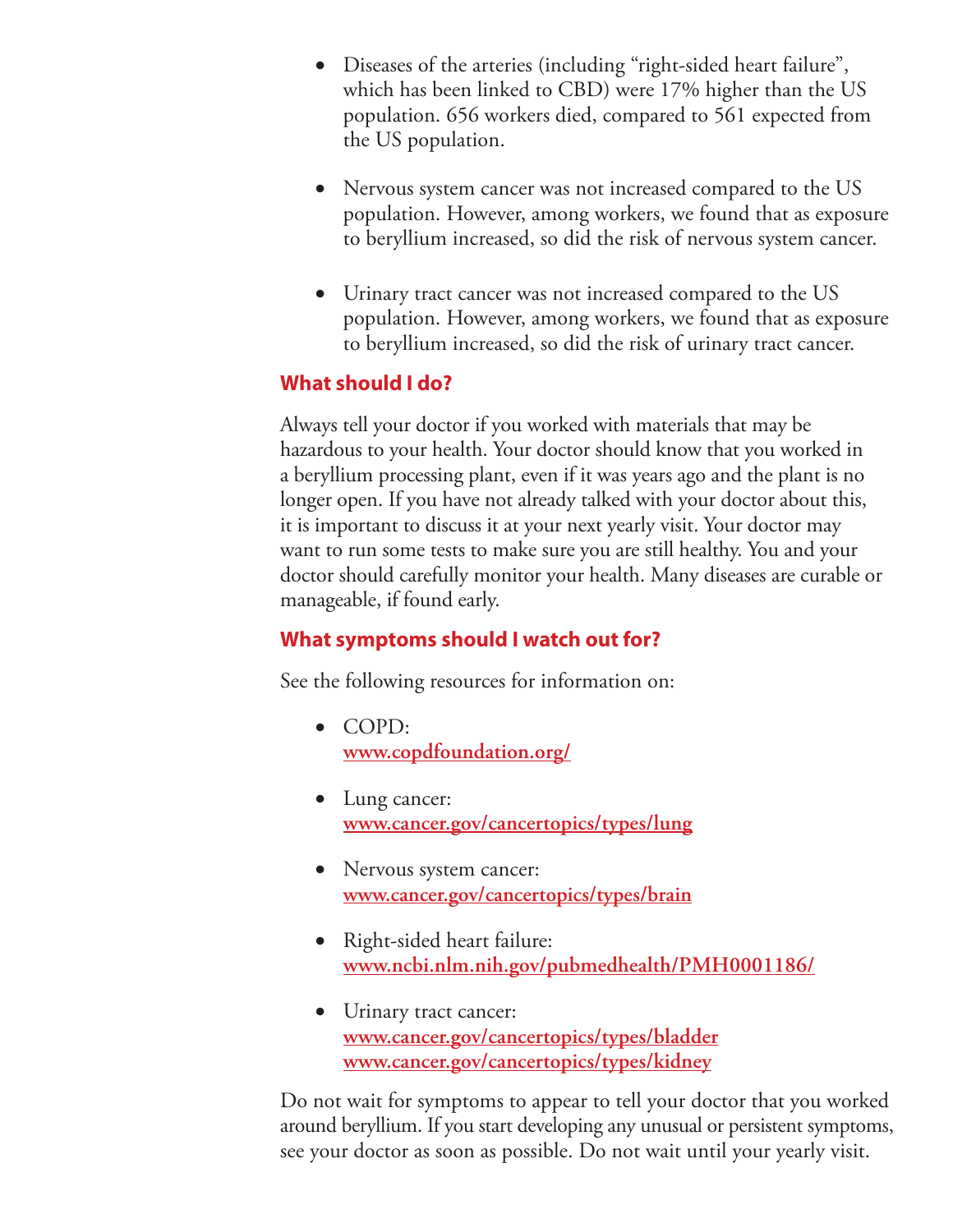- Diseases of the arteries (including "right-sided heart failure", which has been linked to CBD) were 17% higher than the US population. 656 workers died, compared to 561 expected from the US population.

- Nervous system cancer was not increased compared to the US population. However, among workers, we found that as exposure to beryllium increased, so did the risk of nervous system cancer.

- Urinary tract cancer was not increased compared to the US population. However, among workers, we found that as exposure to beryllium increased, so did the risk of urinary tract cancer.

## What should I do?

Always tell your doctor if you worked with materials that may be hazardous to your health. Your doctor should know that you worked in a beryllium processing plant, even if it was years ago and the plant is no longer open. If you have not already talked with your doctor about this, it is important to discuss it at your next yearly visit. Your doctor may want to run some tests to make sure you are still healthy. You and your doctor should carefully monitor your health. Many diseases are curable or manageable, if found early.

## What symptoms should I watch out for?

See the following resources for information on:

- COPD:
  **www.copdfoundation.org/**

- Lung cancer:
  **www.cancer.gov/cancertopics/types/lung**

- Nervous system cancer:
  **www.cancer.gov/cancertopics/types/brain**

- Right-sided heart failure:
  **www.ncbi.nlm.nih.gov/pubmedhealth/PMH0001186/**

- Urinary tract cancer:
  **www.cancer.gov/cancertopics/types/bladder**
  **www.cancer.gov/cancertopics/types/kidney**

Do not wait for symptoms to appear to tell your doctor that you worked around beryllium. If you start developing any unusual or persistent symptoms, see your doctor as soon as possible. Do not wait until your yearly visit.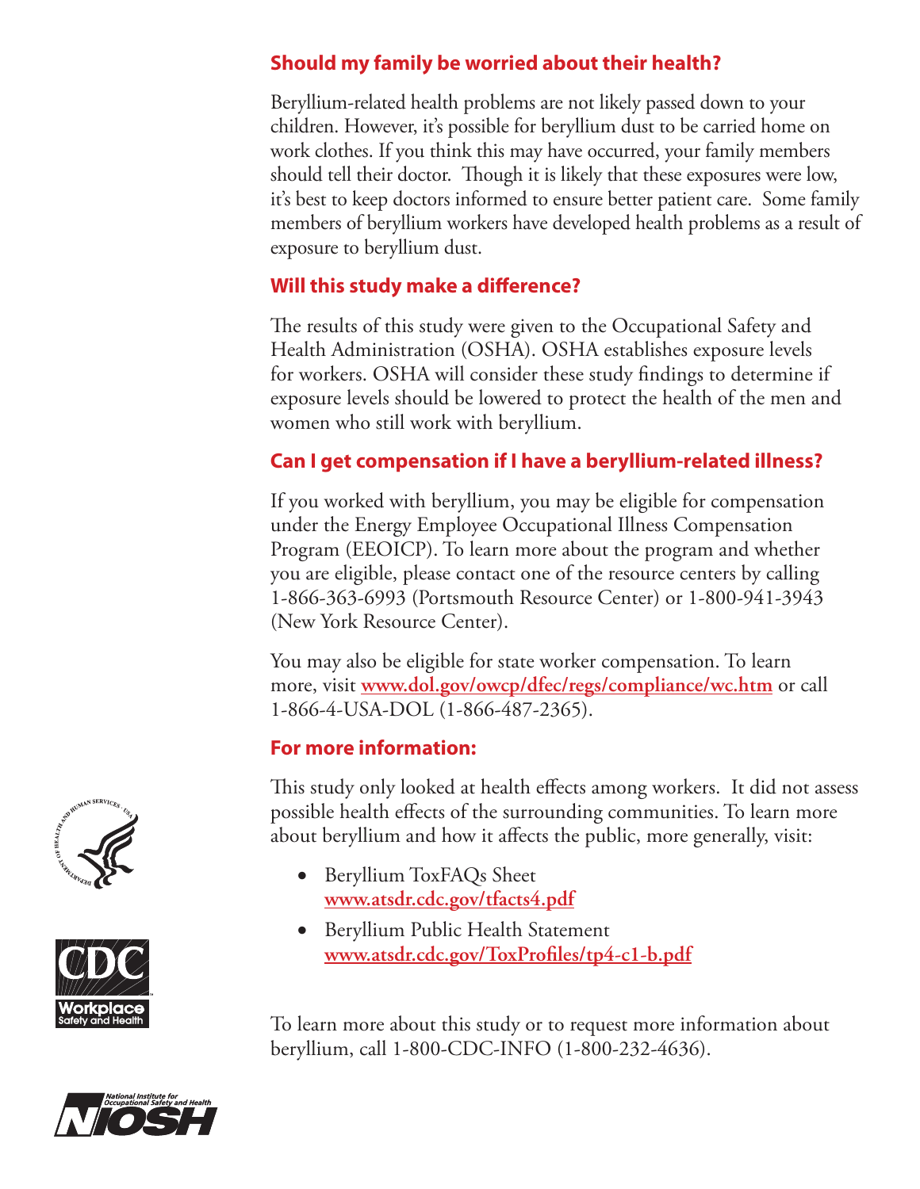## Should my family be worried about their health?

Beryllium-related health problems are not likely passed down to your children. However, it's possible for beryllium dust to be carried home on work clothes. If you think this may have occurred, your family members should tell their doctor. Though it is likely that these exposures were low, it's best to keep doctors informed to ensure better patient care. Some family members of beryllium workers have developed health problems as a result of exposure to beryllium dust.

## Will this study make a difference?

The results of this study were given to the Occupational Safety and Health Administration (OSHA). OSHA establishes exposure levels for workers. OSHA will consider these study findings to determine if exposure levels should be lowered to protect the health of the men and women who still work with beryllium.

## Can I get compensation if I have a beryllium-related illness?

If you worked with beryllium, you may be eligible for compensation under the Energy Employee Occupational Illness Compensation Program (EEOICP). To learn more about the program and whether you are eligible, please contact one of the resource centers by calling 1-866-363-6993 (Portsmouth Resource Center) or 1-800-941-3943 (New York Resource Center).

You may also be eligible for state worker compensation. To learn more, visit **www.dol.gov/owcp/dfec/regs/compliance/wc.htm** or call 1-866-4-USA-DOL (1-866-487-2365).

## For more information:

This study only looked at health effects among workers. It did not assess possible health effects of the surrounding communities. To learn more about beryllium and how it affects the public, more generally, visit:

- Beryllium ToxFAQs Sheet
  **www.atsdr.cdc.gov/tfacts4.pdf**
- Beryllium Public Health Statement
  **www.atsdr.cdc.gov/ToxProfiles/tp4-c1-b.pdf**

To learn more about this study or to request more information about beryllium, call 1-800-CDC-INFO (1-800-232-4636).